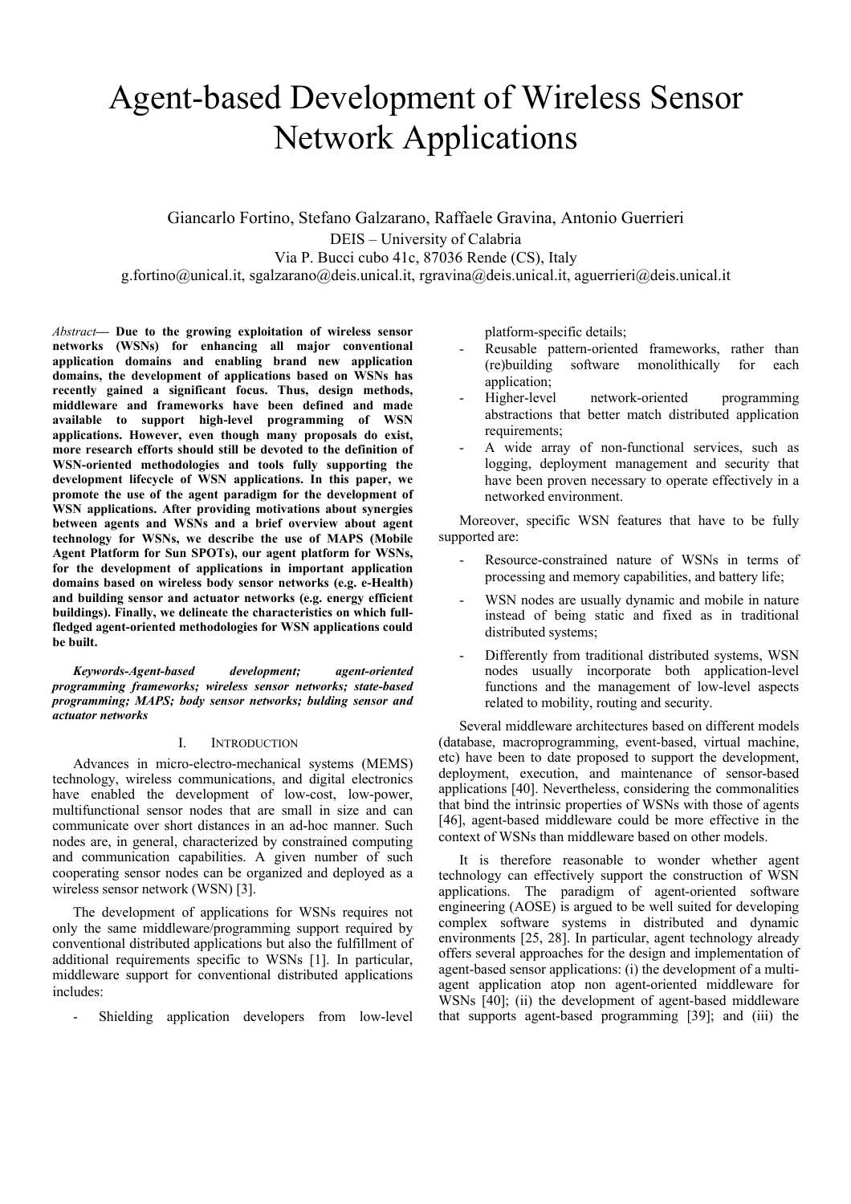# Agent-based Development of Wireless Sensor Network Applications

Giancarlo Fortino, Stefano Galzarano, Raffaele Gravina, Antonio Guerrieri

DEIS – University of Calabria

Via P. Bucci cubo 41c, 87036 Rende (CS), Italy

g.fortino@unical.it, sgalzarano@deis.unical.it, rgravina@deis.unical.it, aguerrieri@deis.unical.it

*Abstract*— **Due to the growing exploitation of wireless sensor networks (WSNs) for enhancing all major conventional application domains and enabling brand new application domains, the development of applications based on WSNs has recently gained a significant focus. Thus, design methods, middleware and frameworks have been defined and made available to support high-level programming of WSN applications. However, even though many proposals do exist, more research efforts should still be devoted to the definition of WSN-oriented methodologies and tools fully supporting the development lifecycle of WSN applications. In this paper, we promote the use of the agent paradigm for the development of WSN applications. After providing motivations about synergies between agents and WSNs and a brief overview about agent technology for WSNs, we describe the use of MAPS (Mobile Agent Platform for Sun SPOTs), our agent platform for WSNs, for the development of applications in important application domains based on wireless body sensor networks (e.g. e-Health) and building sensor and actuator networks (e.g. energy efficient buildings). Finally, we delineate the characteristics on which full-fledged agent-oriented methodologies for WSN applications could be built.**

***Keywords-Agent-based development; agent-oriented programming frameworks; wireless sensor networks; state-based programming; MAPS; body sensor networks; bulding sensor and actuator networks***

## I. Introduction

Advances in micro-electro-mechanical systems (MEMS) technology, wireless communications, and digital electronics have enabled the development of low-cost, low-power, multifunctional sensor nodes that are small in size and can communicate over short distances in an ad-hoc manner. Such nodes are, in general, characterized by constrained computing and communication capabilities. A given number of such cooperating sensor nodes can be organized and deployed as a wireless sensor network (WSN) [3].

The development of applications for WSNs requires not only the same middleware/programming support required by conventional distributed applications but also the fulfillment of additional requirements specific to WSNs [1]. In particular, middleware support for conventional distributed applications includes:

- Shielding application developers from low-level platform-specific details;
- Reusable pattern-oriented frameworks, rather than (re)building software monolithically for each application;
- Higher-level network-oriented programming abstractions that better match distributed application requirements;
- A wide array of non-functional services, such as logging, deployment management and security that have been proven necessary to operate effectively in a networked environment.

Moreover, specific WSN features that have to be fully supported are:

- Resource-constrained nature of WSNs in terms of processing and memory capabilities, and battery life;
- WSN nodes are usually dynamic and mobile in nature instead of being static and fixed as in traditional distributed systems;
- Differently from traditional distributed systems, WSN nodes usually incorporate both application-level functions and the management of low-level aspects related to mobility, routing and security.

Several middleware architectures based on different models (database, macroprogramming, event-based, virtual machine, etc) have been to date proposed to support the development, deployment, execution, and maintenance of sensor-based applications [40]. Nevertheless, considering the commonalities that bind the intrinsic properties of WSNs with those of agents [46], agent-based middleware could be more effective in the context of WSNs than middleware based on other models.

It is therefore reasonable to wonder whether agent technology can effectively support the construction of WSN applications. The paradigm of agent-oriented software engineering (AOSE) is argued to be well suited for developing complex software systems in distributed and dynamic environments [25, 28]. In particular, agent technology already offers several approaches for the design and implementation of agent-based sensor applications: (i) the development of a multi-agent application atop non agent-oriented middleware for WSNs [40]; (ii) the development of agent-based middleware that supports agent-based programming [39]; and (iii) the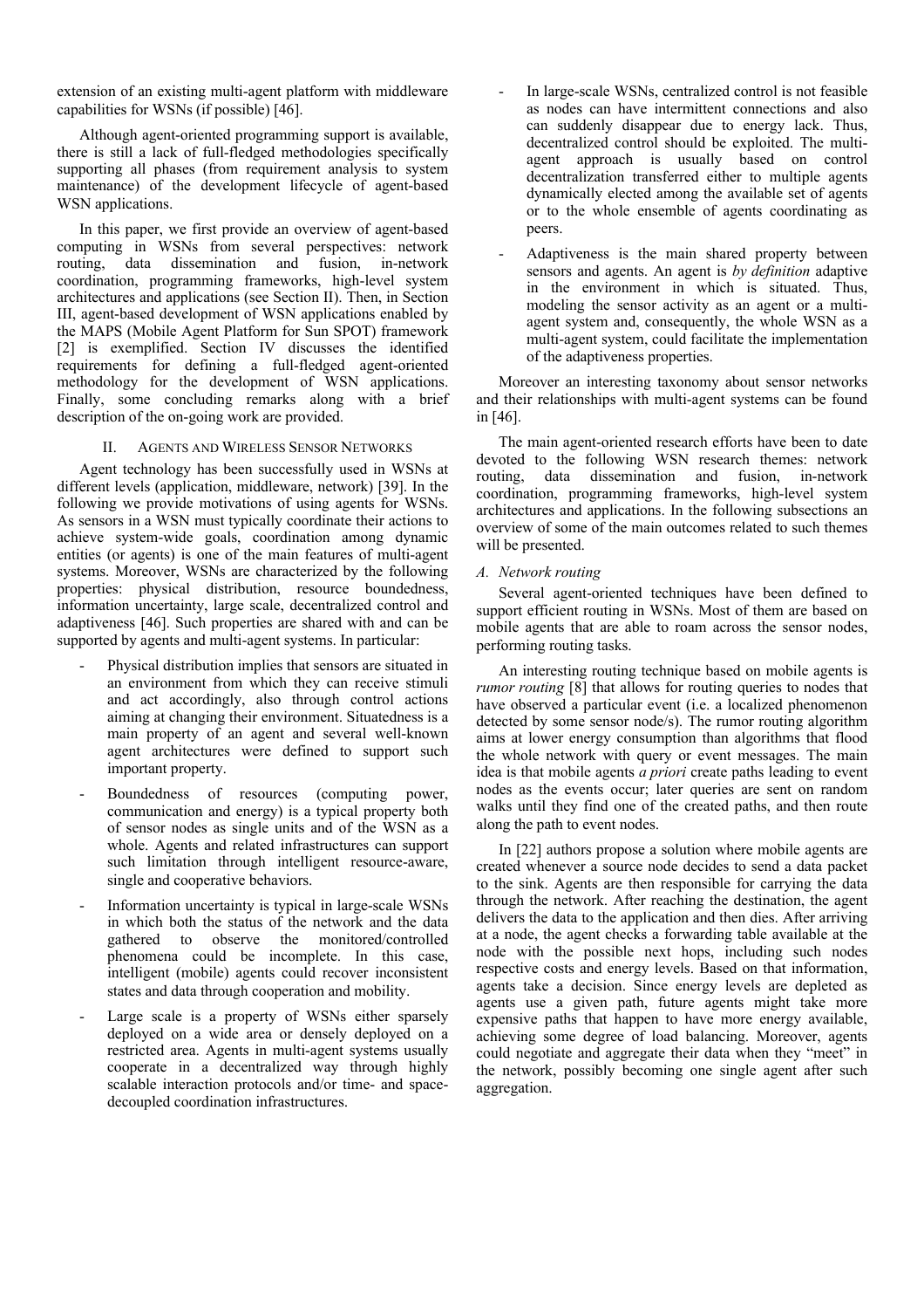extension of an existing multi-agent platform with middleware capabilities for WSNs (if possible) [46].

Although agent-oriented programming support is available, there is still a lack of full-fledged methodologies specifically supporting all phases (from requirement analysis to system maintenance) of the development lifecycle of agent-based WSN applications.

In this paper, we first provide an overview of agent-based computing in WSNs from several perspectives: network routing, data dissemination and fusion, in-network coordination, programming frameworks, high-level system architectures and applications (see Section II). Then, in Section III, agent-based development of WSN applications enabled by the MAPS (Mobile Agent Platform for Sun SPOT) framework [2] is exemplified. Section IV discusses the identified requirements for defining a full-fledged agent-oriented methodology for the development of WSN applications. Finally, some concluding remarks along with a brief description of the on-going work are provided.

## II. Agents and Wireless Sensor Networks

Agent technology has been successfully used in WSNs at different levels (application, middleware, network) [39]. In the following we provide motivations of using agents for WSNs. As sensors in a WSN must typically coordinate their actions to achieve system-wide goals, coordination among dynamic entities (or agents) is one of the main features of multi-agent systems. Moreover, WSNs are characterized by the following properties: physical distribution, resource boundedness, information uncertainty, large scale, decentralized control and adaptiveness [46]. Such properties are shared with and can be supported by agents and multi-agent systems. In particular:

- Physical distribution implies that sensors are situated in an environment from which they can receive stimuli and act accordingly, also through control actions aiming at changing their environment. Situatedness is a main property of an agent and several well-known agent architectures were defined to support such important property.
- Boundedness of resources (computing power, communication and energy) is a typical property both of sensor nodes as single units and of the WSN as a whole. Agents and related infrastructures can support such limitation through intelligent resource-aware, single and cooperative behaviors.
- Information uncertainty is typical in large-scale WSNs in which both the status of the network and the data gathered to observe the monitored/controlled phenomena could be incomplete. In this case, intelligent (mobile) agents could recover inconsistent states and data through cooperation and mobility.
- Large scale is a property of WSNs either sparsely deployed on a wide area or densely deployed on a restricted area. Agents in multi-agent systems usually cooperate in a decentralized way through highly scalable interaction protocols and/or time- and space-decoupled coordination infrastructures.
- In large-scale WSNs, centralized control is not feasible as nodes can have intermittent connections and also can suddenly disappear due to energy lack. Thus, decentralized control should be exploited. The multi-agent approach is usually based on control decentralization transferred either to multiple agents dynamically elected among the available set of agents or to the whole ensemble of agents coordinating as peers.
- Adaptiveness is the main shared property between sensors and agents. An agent is *by definition* adaptive in the environment in which is situated. Thus, modeling the sensor activity as an agent or a multi-agent system and, consequently, the whole WSN as a multi-agent system, could facilitate the implementation of the adaptiveness properties.

Moreover an interesting taxonomy about sensor networks and their relationships with multi-agent systems can be found in [46].

The main agent-oriented research efforts have been to date devoted to the following WSN research themes: network routing, data dissemination and fusion, in-network coordination, programming frameworks, high-level system architectures and applications. In the following subsections an overview of some of the main outcomes related to such themes will be presented.

### A. Network routing

Several agent-oriented techniques have been defined to support efficient routing in WSNs. Most of them are based on mobile agents that are able to roam across the sensor nodes, performing routing tasks.

An interesting routing technique based on mobile agents is *rumor routing* [8] that allows for routing queries to nodes that have observed a particular event (i.e. a localized phenomenon detected by some sensor node/s). The rumor routing algorithm aims at lower energy consumption than algorithms that flood the whole network with query or event messages. The main idea is that mobile agents *a priori* create paths leading to event nodes as the events occur; later queries are sent on random walks until they find one of the created paths, and then route along the path to event nodes.

In [22] authors propose a solution where mobile agents are created whenever a source node decides to send a data packet to the sink. Agents are then responsible for carrying the data through the network. After reaching the destination, the agent delivers the data to the application and then dies. After arriving at a node, the agent checks a forwarding table available at the node with the possible next hops, including such nodes respective costs and energy levels. Based on that information, agents take a decision. Since energy levels are depleted as agents use a given path, future agents might take more expensive paths that happen to have more energy available, achieving some degree of load balancing. Moreover, agents could negotiate and aggregate their data when they "meet" in the network, possibly becoming one single agent after such aggregation.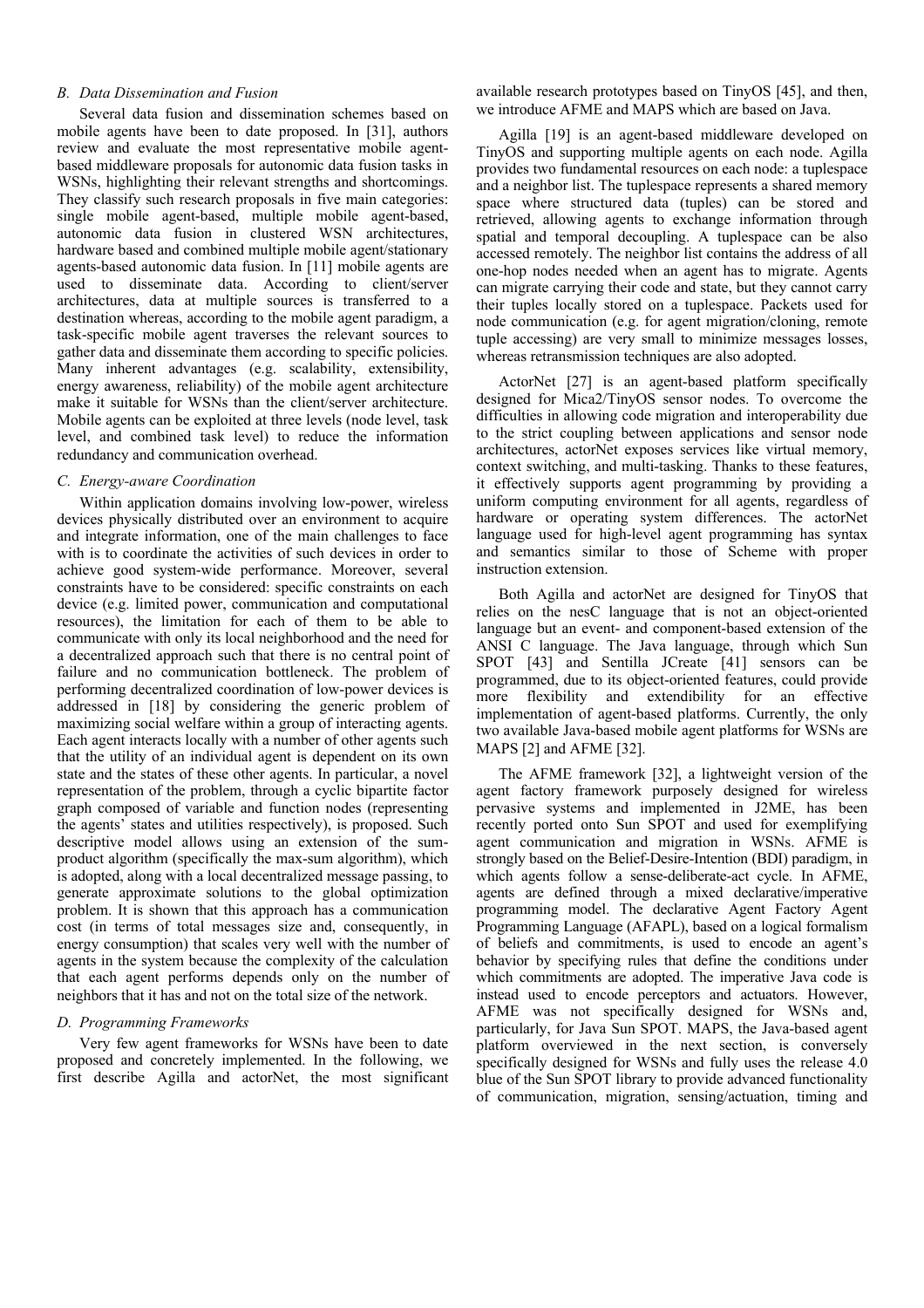### B. Data Dissemination and Fusion

Several data fusion and dissemination schemes based on mobile agents have been to date proposed. In [31], authors review and evaluate the most representative mobile agent-based middleware proposals for autonomic data fusion tasks in WSNs, highlighting their relevant strengths and shortcomings. They classify such research proposals in five main categories: single mobile agent-based, multiple mobile agent-based, autonomic data fusion in clustered WSN architectures, hardware based and combined multiple mobile agent/stationary agents-based autonomic data fusion. In [11] mobile agents are used to disseminate data. According to client/server architectures, data at multiple sources is transferred to a destination whereas, according to the mobile agent paradigm, a task-specific mobile agent traverses the relevant sources to gather data and disseminate them according to specific policies. Many inherent advantages (e.g. scalability, extensibility, energy awareness, reliability) of the mobile agent architecture make it suitable for WSNs than the client/server architecture. Mobile agents can be exploited at three levels (node level, task level, and combined task level) to reduce the information redundancy and communication overhead.

### C. Energy-aware Coordination

Within application domains involving low-power, wireless devices physically distributed over an environment to acquire and integrate information, one of the main challenges to face with is to coordinate the activities of such devices in order to achieve good system-wide performance. Moreover, several constraints have to be considered: specific constraints on each device (e.g. limited power, communication and computational resources), the limitation for each of them to be able to communicate with only its local neighborhood and the need for a decentralized approach such that there is no central point of failure and no communication bottleneck. The problem of performing decentralized coordination of low-power devices is addressed in [18] by considering the generic problem of maximizing social welfare within a group of interacting agents. Each agent interacts locally with a number of other agents such that the utility of an individual agent is dependent on its own state and the states of these other agents. In particular, a novel representation of the problem, through a cyclic bipartite factor graph composed of variable and function nodes (representing the agents' states and utilities respectively), is proposed. Such descriptive model allows using an extension of the sum-product algorithm (specifically the max-sum algorithm), which is adopted, along with a local decentralized message passing, to generate approximate solutions to the global optimization problem. It is shown that this approach has a communication cost (in terms of total messages size and, consequently, in energy consumption) that scales very well with the number of agents in the system because the complexity of the calculation that each agent performs depends only on the number of neighbors that it has and not on the total size of the network.

### D. Programming Frameworks

Very few agent frameworks for WSNs have been to date proposed and concretely implemented. In the following, we first describe Agilla and actorNet, the most significant available research prototypes based on TinyOS [45], and then, we introduce AFME and MAPS which are based on Java.

Agilla [19] is an agent-based middleware developed on TinyOS and supporting multiple agents on each node. Agilla provides two fundamental resources on each node: a tuplespace and a neighbor list. The tuplespace represents a shared memory space where structured data (tuples) can be stored and retrieved, allowing agents to exchange information through spatial and temporal decoupling. A tuplespace can be also accessed remotely. The neighbor list contains the address of all one-hop nodes needed when an agent has to migrate. Agents can migrate carrying their code and state, but they cannot carry their tuples locally stored on a tuplespace. Packets used for node communication (e.g. for agent migration/cloning, remote tuple accessing) are very small to minimize messages losses, whereas retransmission techniques are also adopted.

ActorNet [27] is an agent-based platform specifically designed for Mica2/TinyOS sensor nodes. To overcome the difficulties in allowing code migration and interoperability due to the strict coupling between applications and sensor node architectures, actorNet exposes services like virtual memory, context switching, and multi-tasking. Thanks to these features, it effectively supports agent programming by providing a uniform computing environment for all agents, regardless of hardware or operating system differences. The actorNet language used for high-level agent programming has syntax and semantics similar to those of Scheme with proper instruction extension.

Both Agilla and actorNet are designed for TinyOS that relies on the nesC language that is not an object-oriented language but an event- and component-based extension of the ANSI C language. The Java language, through which Sun SPOT [43] and Sentilla JCreate [41] sensors can be programmed, due to its object-oriented features, could provide more flexibility and extendibility for an effective implementation of agent-based platforms. Currently, the only two available Java-based mobile agent platforms for WSNs are MAPS [2] and AFME [32].

The AFME framework [32], a lightweight version of the agent factory framework purposely designed for wireless pervasive systems and implemented in J2ME, has been recently ported onto Sun SPOT and used for exemplifying agent communication and migration in WSNs. AFME is strongly based on the Belief-Desire-Intention (BDI) paradigm, in which agents follow a sense-deliberate-act cycle. In AFME, agents are defined through a mixed declarative/imperative programming model. The declarative Agent Factory Agent Programming Language (AFAPL), based on a logical formalism of beliefs and commitments, is used to encode an agent's behavior by specifying rules that define the conditions under which commitments are adopted. The imperative Java code is instead used to encode perceptors and actuators. However, AFME was not specifically designed for WSNs and, particularly, for Java Sun SPOT. MAPS, the Java-based agent platform overviewed in the next section, is conversely specifically designed for WSNs and fully uses the release 4.0 blue of the Sun SPOT library to provide advanced functionality of communication, migration, sensing/actuation, timing and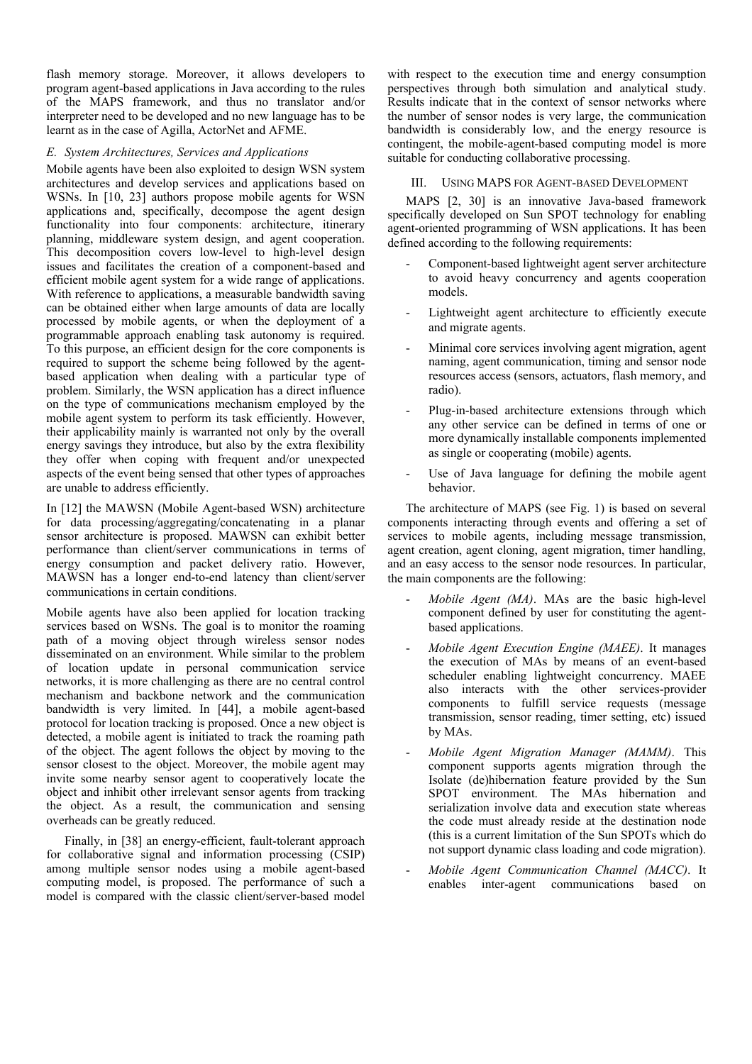flash memory storage. Moreover, it allows developers to program agent-based applications in Java according to the rules of the MAPS framework, and thus no translator and/or interpreter need to be developed and no new language has to be learnt as in the case of Agilla, ActorNet and AFME.

### E. System Architectures, Services and Applications

Mobile agents have been also exploited to design WSN system architectures and develop services and applications based on WSNs. In [10, 23] authors propose mobile agents for WSN applications and, specifically, decompose the agent design functionality into four components: architecture, itinerary planning, middleware system design, and agent cooperation. This decomposition covers low-level to high-level design issues and facilitates the creation of a component-based and efficient mobile agent system for a wide range of applications. With reference to applications, a measurable bandwidth saving can be obtained either when large amounts of data are locally processed by mobile agents, or when the deployment of a programmable approach enabling task autonomy is required. To this purpose, an efficient design for the core components is required to support the scheme being followed by the agent-based application when dealing with a particular type of problem. Similarly, the WSN application has a direct influence on the type of communications mechanism employed by the mobile agent system to perform its task efficiently. However, their applicability mainly is warranted not only by the overall energy savings they introduce, but also by the extra flexibility they offer when coping with frequent and/or unexpected aspects of the event being sensed that other types of approaches are unable to address efficiently.

In [12] the MAWSN (Mobile Agent-based WSN) architecture for data processing/aggregating/concatenating in a planar sensor architecture is proposed. MAWSN can exhibit better performance than client/server communications in terms of energy consumption and packet delivery ratio. However, MAWSN has a longer end-to-end latency than client/server communications in certain conditions.

Mobile agents have also been applied for location tracking services based on WSNs. The goal is to monitor the roaming path of a moving object through wireless sensor nodes disseminated on an environment. While similar to the problem of location update in personal communication service networks, it is more challenging as there are no central control mechanism and backbone network and the communication bandwidth is very limited. In [44], a mobile agent-based protocol for location tracking is proposed. Once a new object is detected, a mobile agent is initiated to track the roaming path of the object. The agent follows the object by moving to the sensor closest to the object. Moreover, the mobile agent may invite some nearby sensor agent to cooperatively locate the object and inhibit other irrelevant sensor agents from tracking the object. As a result, the communication and sensing overheads can be greatly reduced.

Finally, in [38] an energy-efficient, fault-tolerant approach for collaborative signal and information processing (CSIP) among multiple sensor nodes using a mobile agent-based computing model, is proposed. The performance of such a model is compared with the classic client/server-based model with respect to the execution time and energy consumption perspectives through both simulation and analytical study. Results indicate that in the context of sensor networks where the number of sensor nodes is very large, the communication bandwidth is considerably low, and the energy resource is contingent, the mobile-agent-based computing model is more suitable for conducting collaborative processing.

## III. Using MAPS for Agent-based Development

MAPS [2, 30] is an innovative Java-based framework specifically developed on Sun SPOT technology for enabling agent-oriented programming of WSN applications. It has been defined according to the following requirements:

- Component-based lightweight agent server architecture to avoid heavy concurrency and agents cooperation models.
- Lightweight agent architecture to efficiently execute and migrate agents.
- Minimal core services involving agent migration, agent naming, agent communication, timing and sensor node resources access (sensors, actuators, flash memory, and radio).
- Plug-in-based architecture extensions through which any other service can be defined in terms of one or more dynamically installable components implemented as single or cooperating (mobile) agents.
- Use of Java language for defining the mobile agent behavior.

The architecture of MAPS (see Fig. 1) is based on several components interacting through events and offering a set of services to mobile agents, including message transmission, agent creation, agent cloning, agent migration, timer handling, and an easy access to the sensor node resources. In particular, the main components are the following:

- *Mobile Agent (MA)*. MAs are the basic high-level component defined by user for constituting the agent-based applications.
- *Mobile Agent Execution Engine (MAEE)*. It manages the execution of MAs by means of an event-based scheduler enabling lightweight concurrency. MAEE also interacts with the other services-provider components to fulfill service requests (message transmission, sensor reading, timer setting, etc) issued by MAs.
- *Mobile Agent Migration Manager (MAMM)*. This component supports agents migration through the Isolate (de)hibernation feature provided by the Sun SPOT environment. The MAs hibernation and serialization involve data and execution state whereas the code must already reside at the destination node (this is a current limitation of the Sun SPOTs which do not support dynamic class loading and code migration).
- *Mobile Agent Communication Channel (MACC)*. It enables inter-agent communications based on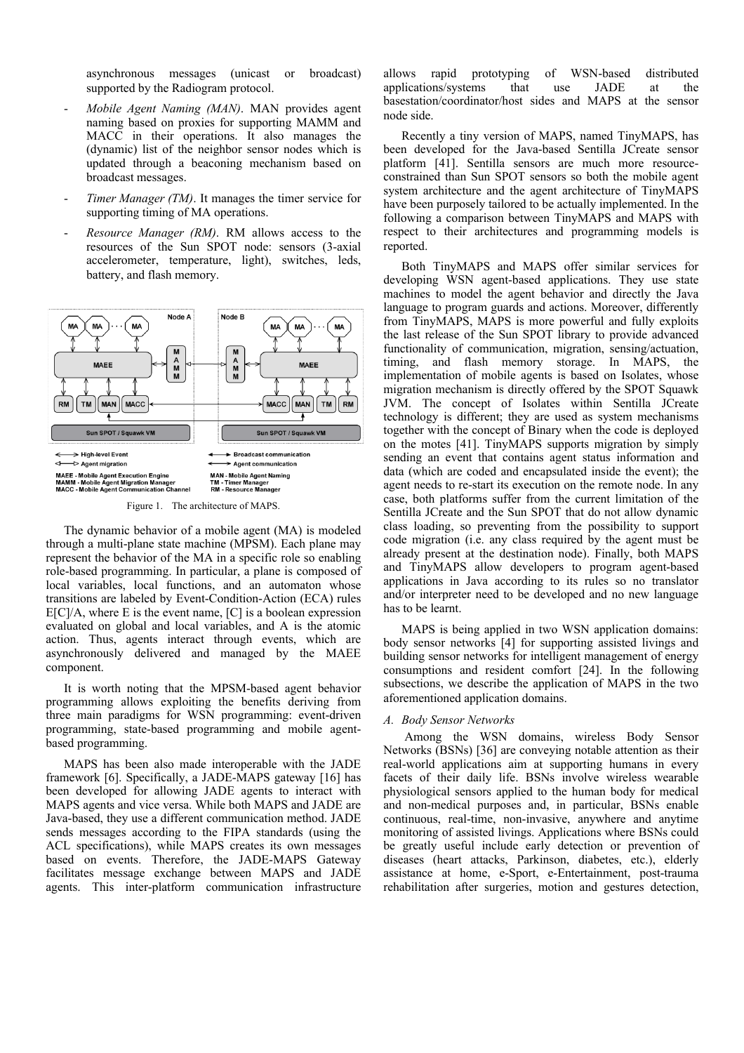asynchronous messages (unicast or broadcast) supported by the Radiogram protocol.

- *Mobile Agent Naming (MAN)*. MAN provides agent naming based on proxies for supporting MAMM and MACC in their operations. It also manages the (dynamic) list of the neighbor sensor nodes which is updated through a beaconing mechanism based on broadcast messages.
- *Timer Manager (TM)*. It manages the timer service for supporting timing of MA operations.
- *Resource Manager (RM)*. RM allows access to the resources of the Sun SPOT node: sensors (3-axial accelerometer, temperature, light), switches, leds, battery, and flash memory.

Figure 1. The architecture of MAPS.

The dynamic behavior of a mobile agent (MA) is modeled through a multi-plane state machine (MPSM). Each plane may represent the behavior of the MA in a specific role so enabling role-based programming. In particular, a plane is composed of local variables, local functions, and an automaton whose transitions are labeled by Event-Condition-Action (ECA) rules E[C]/A, where E is the event name, [C] is a boolean expression evaluated on global and local variables, and A is the atomic action. Thus, agents interact through events, which are asynchronously delivered and managed by the MAEE component.

It is worth noting that the MPSM-based agent behavior programming allows exploiting the benefits deriving from three main paradigms for WSN programming: event-driven programming, state-based programming and mobile agent-based programming.

MAPS has been also made interoperable with the JADE framework [6]. Specifically, a JADE-MAPS gateway [16] has been developed for allowing JADE agents to interact with MAPS agents and vice versa. While both MAPS and JADE are Java-based, they use a different communication method. JADE sends messages according to the FIPA standards (using the ACL specifications), while MAPS creates its own messages based on events. Therefore, the JADE-MAPS Gateway facilitates message exchange between MAPS and JADE agents. This inter-platform communication infrastructure allows rapid prototyping of WSN-based distributed applications/systems that use JADE at the basestation/coordinator/host sides and MAPS at the sensor node side.

Recently a tiny version of MAPS, named TinyMAPS, has been developed for the Java-based Sentilla JCreate sensor platform [41]. Sentilla sensors are much more resource-constrained than Sun SPOT sensors so both the mobile agent system architecture and the agent architecture of TinyMAPS have been purposely tailored to be actually implemented. In the following a comparison between TinyMAPS and MAPS with respect to their architectures and programming models is reported.

Both TinyMAPS and MAPS offer similar services for developing WSN agent-based applications. They use state machines to model the agent behavior and directly the Java language to program guards and actions. Moreover, differently from TinyMAPS, MAPS is more powerful and fully exploits the last release of the Sun SPOT library to provide advanced functionality of communication, migration, sensing/actuation, timing, and flash memory storage. In MAPS, the implementation of mobile agents is based on Isolates, whose migration mechanism is directly offered by the SPOT Squawk JVM. The concept of Isolates within Sentilla JCreate technology is different; they are used as system mechanisms together with the concept of Binary when the code is deployed on the motes [41]. TinyMAPS supports migration by simply sending an event that contains agent status information and data (which are coded and encapsulated inside the event); the agent needs to re-start its execution on the remote node. In any case, both platforms suffer from the current limitation of the Sentilla JCreate and the Sun SPOT that do not allow dynamic class loading, so preventing from the possibility to support code migration (i.e. any class required by the agent must be already present at the destination node). Finally, both MAPS and TinyMAPS allow developers to program agent-based applications in Java according to its rules so no translator and/or interpreter need to be developed and no new language has to be learnt.

MAPS is being applied in two WSN application domains: body sensor networks [4] for supporting assisted livings and building sensor networks for intelligent management of energy consumptions and resident comfort [24]. In the following subsections, we describe the application of MAPS in the two aforementioned application domains.

### *A. Body Sensor Networks*

Among the WSN domains, wireless Body Sensor Networks (BSNs) [36] are conveying notable attention as their real-world applications aim at supporting humans in every facets of their daily life. BSNs involve wireless wearable physiological sensors applied to the human body for medical and non-medical purposes and, in particular, BSNs enable continuous, real-time, non-invasive, anywhere and anytime monitoring of assisted livings. Applications where BSNs could be greatly useful include early detection or prevention of diseases (heart attacks, Parkinson, diabetes, etc.), elderly assistance at home, e-Sport, e-Entertainment, post-trauma rehabilitation after surgeries, motion and gestures detection,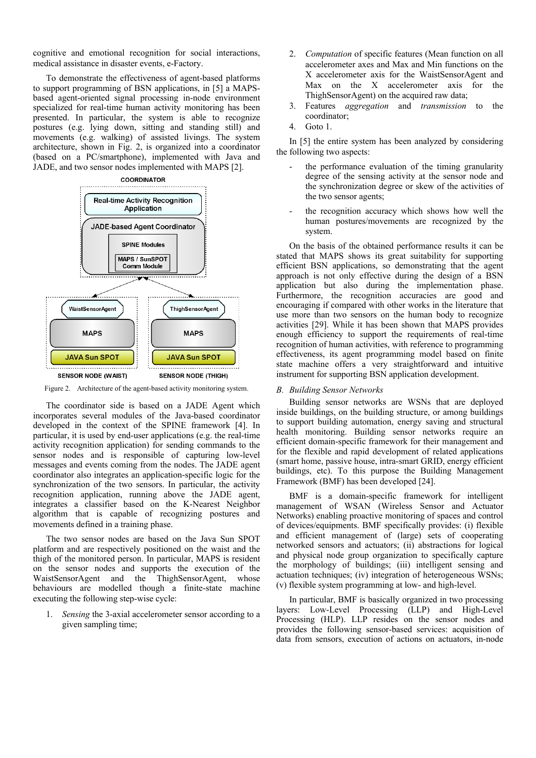cognitive and emotional recognition for social interactions, medical assistance in disaster events, e-Factory.

To demonstrate the effectiveness of agent-based platforms to support programming of BSN applications, in [5] a MAPS-based agent-oriented signal processing in-node environment specialized for real-time human activity monitoring has been presented. In particular, the system is able to recognize postures (e.g. lying down, sitting and standing still) and movements (e.g. walking) of assisted livings. The system architecture, shown in Fig. 2, is organized into a coordinator (based on a PC/smartphone), implemented with Java and JADE, and two sensor nodes implemented with MAPS [2].

Figure 2. Architecture of the agent-based activity monitoring system.

The coordinator side is based on a JADE Agent which incorporates several modules of the Java-based coordinator developed in the context of the SPINE framework [4]. In particular, it is used by end-user applications (e.g. the real-time activity recognition application) for sending commands to the sensor nodes and is responsible of capturing low-level messages and events coming from the nodes. The JADE agent coordinator also integrates an application-specific logic for the synchronization of the two sensors. In particular, the activity recognition application, running above the JADE agent, integrates a classifier based on the K-Nearest Neighbor algorithm that is capable of recognizing postures and movements defined in a training phase.

The two sensor nodes are based on the Java Sun SPOT platform and are respectively positioned on the waist and the thigh of the monitored person. In particular, MAPS is resident on the sensor nodes and supports the execution of the WaistSensorAgent and the ThighSensorAgent, whose behaviours are modelled though a finite-state machine executing the following step-wise cycle:

1. *Sensing* the 3-axial accelerometer sensor according to a given sampling time;
2. *Computation* of specific features (Mean function on all accelerometer axes and Max and Min functions on the X accelerometer axis for the WaistSensorAgent and Max on the X accelerometer axis for the ThighSensorAgent) on the acquired raw data;
3. Features *aggregation* and *transmission* to the coordinator;
4. Goto 1.

In [5] the entire system has been analyzed by considering the following two aspects:

- the performance evaluation of the timing granularity degree of the sensing activity at the sensor node and the synchronization degree or skew of the activities of the two sensor agents;
- the recognition accuracy which shows how well the human postures/movements are recognized by the system.

On the basis of the obtained performance results it can be stated that MAPS shows its great suitability for supporting efficient BSN applications, so demonstrating that the agent approach is not only effective during the design of a BSN application but also during the implementation phase. Furthermore, the recognition accuracies are good and encouraging if compared with other works in the literature that use more than two sensors on the human body to recognize activities [29]. While it has been shown that MAPS provides enough efficiency to support the requirements of real-time recognition of human activities, with reference to programming effectiveness, its agent programming model based on finite state machine offers a very straightforward and intuitive instrument for supporting BSN application development.

### B. Building Sensor Networks

Building sensor networks are WSNs that are deployed inside buildings, on the building structure, or among buildings to support building automation, energy saving and structural health monitoring. Building sensor networks require an efficient domain-specific framework for their management and for the flexible and rapid development of related applications (smart home, passive house, intra-smart GRID, energy efficient buildings, etc). To this purpose the Building Management Framework (BMF) has been developed [24].

BMF is a domain-specific framework for intelligent management of WSAN (Wireless Sensor and Actuator Networks) enabling proactive monitoring of spaces and control of devices/equipments. BMF specifically provides: (i) flexible and efficient management of (large) sets of cooperating networked sensors and actuators; (ii) abstractions for logical and physical node group organization to specifically capture the morphology of buildings; (iii) intelligent sensing and actuation techniques; (iv) integration of heterogeneous WSNs; (v) flexible system programming at low- and high-level.

In particular, BMF is basically organized in two processing layers: Low-Level Processing (LLP) and High-Level Processing (HLP). LLP resides on the sensor nodes and provides the following sensor-based services: acquisition of data from sensors, execution of actions on actuators, in-node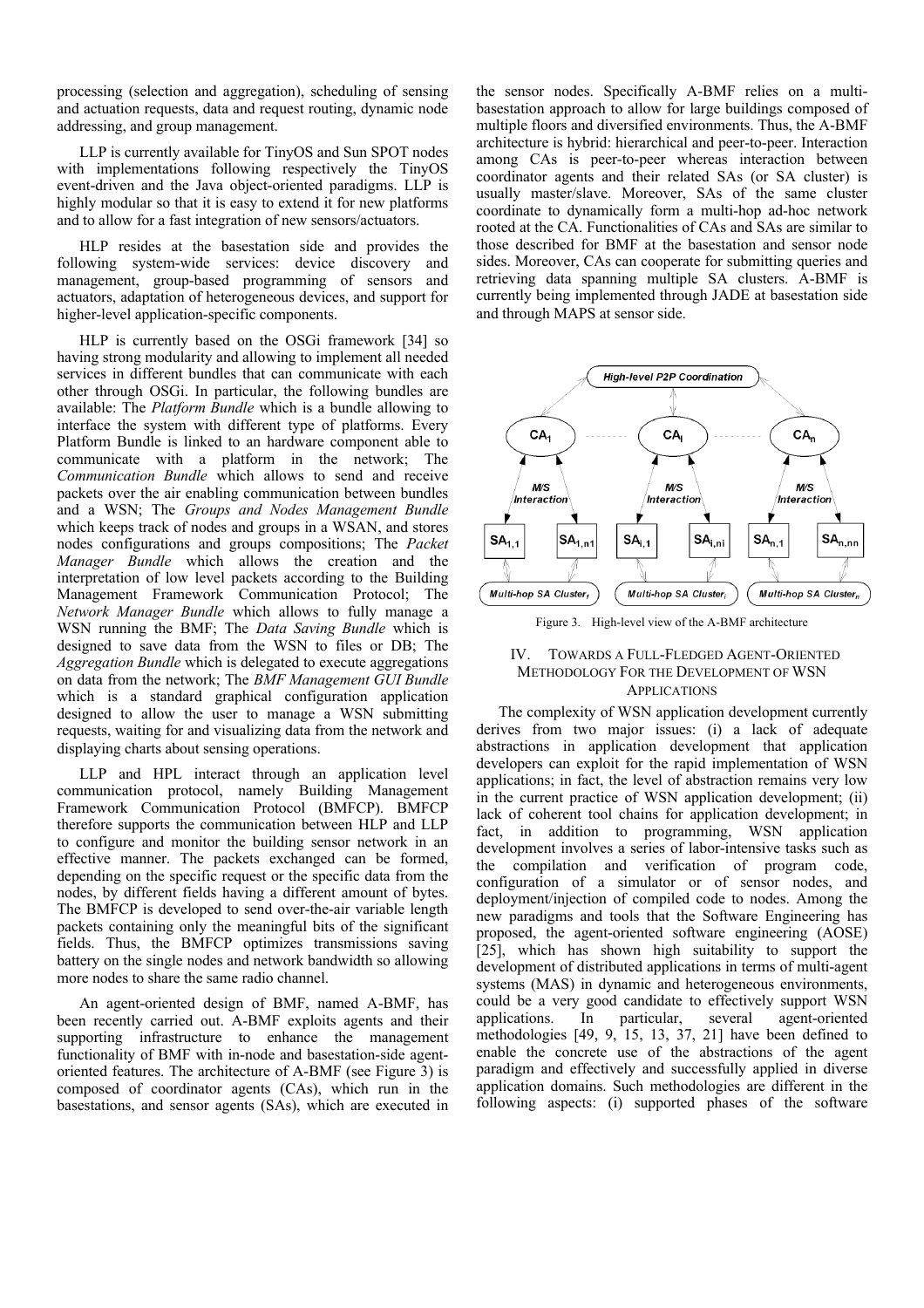processing (selection and aggregation), scheduling of sensing and actuation requests, data and request routing, dynamic node addressing, and group management.

LLP is currently available for TinyOS and Sun SPOT nodes with implementations following respectively the TinyOS event-driven and the Java object-oriented paradigms. LLP is highly modular so that it is easy to extend it for new platforms and to allow for a fast integration of new sensors/actuators.

HLP resides at the basestation side and provides the following system-wide services: device discovery and management, group-based programming of sensors and actuators, adaptation of heterogeneous devices, and support for higher-level application-specific components.

HLP is currently based on the OSGi framework [34] so having strong modularity and allowing to implement all needed services in different bundles that can communicate with each other through OSGi. In particular, the following bundles are available: The *Platform Bundle* which is a bundle allowing to interface the system with different type of platforms. Every Platform Bundle is linked to an hardware component able to communicate with a platform in the network; The *Communication Bundle* which allows to send and receive packets over the air enabling communication between bundles and a WSN; The *Groups and Nodes Management Bundle* which keeps track of nodes and groups in a WSAN, and stores nodes configurations and groups compositions; The *Packet Manager Bundle* which allows the creation and the interpretation of low level packets according to the Building Management Framework Communication Protocol; The *Network Manager Bundle* which allows to fully manage a WSN running the BMF; The *Data Saving Bundle* which is designed to save data from the WSN to files or DB; The *Aggregation Bundle* which is delegated to execute aggregations on data from the network; The *BMF Management GUI Bundle* which is a standard graphical configuration application designed to allow the user to manage a WSN submitting requests, waiting for and visualizing data from the network and displaying charts about sensing operations.

LLP and HPL interact through an application level communication protocol, namely Building Management Framework Communication Protocol (BMFCP). BMFCP therefore supports the communication between HLP and LLP to configure and monitor the building sensor network in an effective manner. The packets exchanged can be formed, depending on the specific request or the specific data from the nodes, by different fields having a different amount of bytes. The BMFCP is developed to send over-the-air variable length packets containing only the meaningful bits of the significant fields. Thus, the BMFCP optimizes transmissions saving battery on the single nodes and network bandwidth so allowing more nodes to share the same radio channel.

An agent-oriented design of BMF, named A-BMF, has been recently carried out. A-BMF exploits agents and their supporting infrastructure to enhance the management functionality of BMF with in-node and basestation-side agent-oriented features. The architecture of A-BMF (see Figure 3) is composed of coordinator agents (CAs), which run in the basestations, and sensor agents (SAs), which are executed in the sensor nodes. Specifically A-BMF relies on a multi-basestation approach to allow for large buildings composed of multiple floors and diversified environments. Thus, the A-BMF architecture is hybrid: hierarchical and peer-to-peer. Interaction among CAs is peer-to-peer whereas interaction between coordinator agents and their related SAs (or SA cluster) is usually master/slave. Moreover, SAs of the same cluster coordinate to dynamically form a multi-hop ad-hoc network rooted at the CA. Functionalities of CAs and SAs are similar to those described for BMF at the basestation and sensor node sides. Moreover, CAs can cooperate for submitting queries and retrieving data spanning multiple SA clusters. A-BMF is currently being implemented through JADE at basestation side and through MAPS at sensor side.

Figure 3. High-level view of the A-BMF architecture

## IV. Towards a Full-Fledged Agent-Oriented Methodology for the Development of WSN Applications

The complexity of WSN application development currently derives from two major issues: (i) a lack of adequate abstractions in application development that application developers can exploit for the rapid implementation of WSN applications; in fact, the level of abstraction remains very low in the current practice of WSN application development; (ii) lack of coherent tool chains for application development; in fact, in addition to programming, WSN application development involves a series of labor-intensive tasks such as the compilation and verification of program code, configuration of a simulator or of sensor nodes, and deployment/injection of compiled code to nodes. Among the new paradigms and tools that the Software Engineering has proposed, the agent-oriented software engineering (AOSE) [25], which has shown high suitability to support the development of distributed applications in terms of multi-agent systems (MAS) in dynamic and heterogeneous environments, could be a very good candidate to effectively support WSN applications. In particular, several agent-oriented methodologies [49, 9, 15, 13, 37, 21] have been defined to enable the concrete use of the abstractions of the agent paradigm and effectively and successfully applied in diverse application domains. Such methodologies are different in the following aspects: (i) supported phases of the software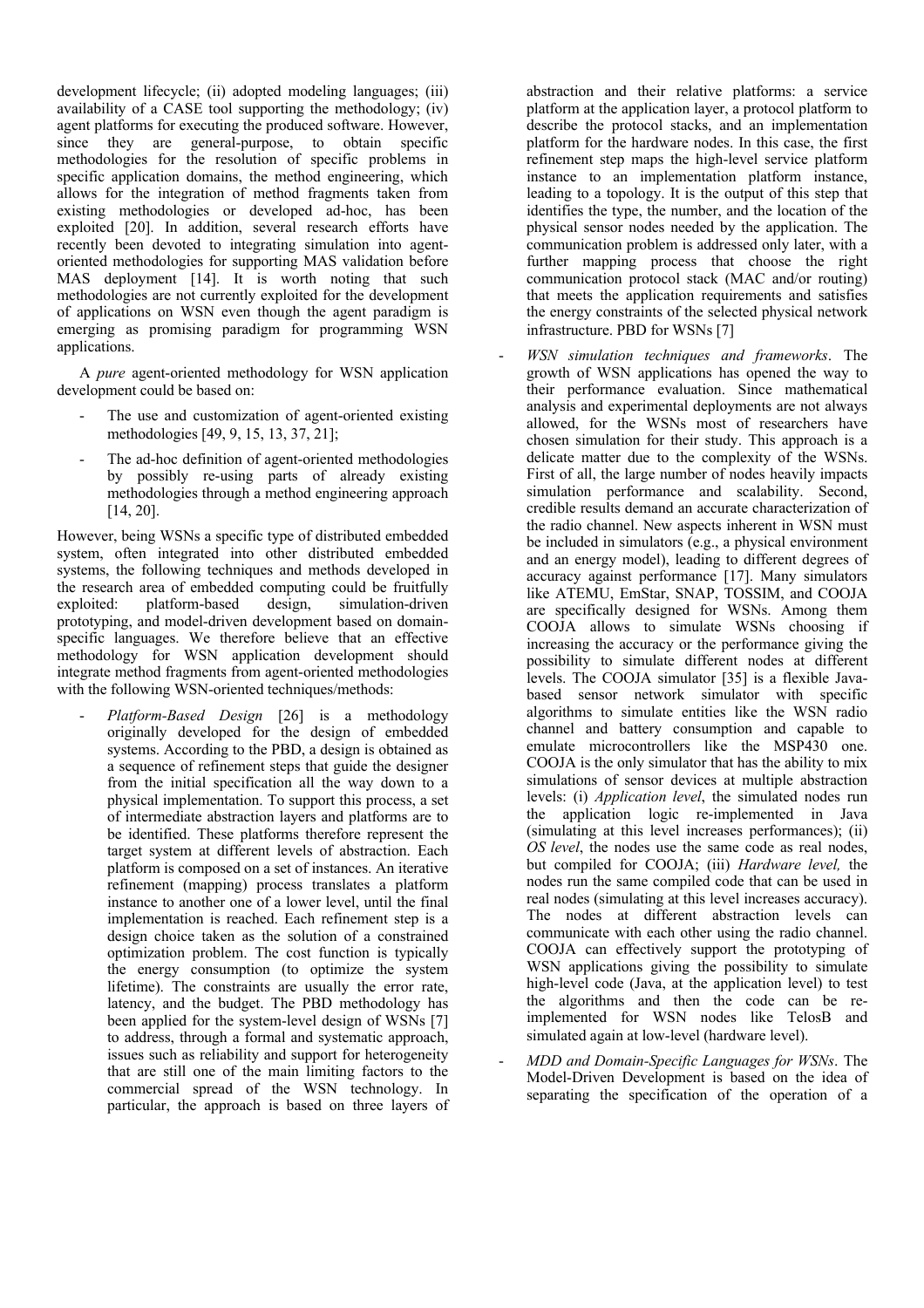development lifecycle; (ii) adopted modeling languages; (iii) availability of a CASE tool supporting the methodology; (iv) agent platforms for executing the produced software. However, since they are general-purpose, to obtain specific methodologies for the resolution of specific problems in specific application domains, the method engineering, which allows for the integration of method fragments taken from existing methodologies or developed ad-hoc, has been exploited [20]. In addition, several research efforts have recently been devoted to integrating simulation into agent-oriented methodologies for supporting MAS validation before MAS deployment [14]. It is worth noting that such methodologies are not currently exploited for the development of applications on WSN even though the agent paradigm is emerging as promising paradigm for programming WSN applications.

A *pure* agent-oriented methodology for WSN application development could be based on:

- The use and customization of agent-oriented existing methodologies [49, 9, 15, 13, 37, 21];
- The ad-hoc definition of agent-oriented methodologies by possibly re-using parts of already existing methodologies through a method engineering approach [14, 20].

However, being WSNs a specific type of distributed embedded system, often integrated into other distributed embedded systems, the following techniques and methods developed in the research area of embedded computing could be fruitfully exploited: platform-based design, simulation-driven prototyping, and model-driven development based on domain-specific languages. We therefore believe that an effective methodology for WSN application development should integrate method fragments from agent-oriented methodologies with the following WSN-oriented techniques/methods:

- *Platform-Based Design* [26] is a methodology originally developed for the design of embedded systems. According to the PBD, a design is obtained as a sequence of refinement steps that guide the designer from the initial specification all the way down to a physical implementation. To support this process, a set of intermediate abstraction layers and platforms are to be identified. These platforms therefore represent the target system at different levels of abstraction. Each platform is composed on a set of instances. An iterative refinement (mapping) process translates a platform instance to another one of a lower level, until the final implementation is reached. Each refinement step is a design choice taken as the solution of a constrained optimization problem. The cost function is typically the energy consumption (to optimize the system lifetime). The constraints are usually the error rate, latency, and the budget. The PBD methodology has been applied for the system-level design of WSNs [7] to address, through a formal and systematic approach, issues such as reliability and support for heterogeneity that are still one of the main limiting factors to the commercial spread of the WSN technology. In particular, the approach is based on three layers of abstraction and their relative platforms: a service platform at the application layer, a protocol platform to describe the protocol stacks, and an implementation platform for the hardware nodes. In this case, the first refinement step maps the high-level service platform instance to an implementation platform instance, leading to a topology. It is the output of this step that identifies the type, the number, and the location of the physical sensor nodes needed by the application. The communication problem is addressed only later, with a further mapping process that choose the right communication protocol stack (MAC and/or routing) that meets the application requirements and satisfies the energy constraints of the selected physical network infrastructure. PBD for WSNs [7]
- *WSN simulation techniques and frameworks*. The growth of WSN applications has opened the way to their performance evaluation. Since mathematical analysis and experimental deployments are not always allowed, for the WSNs most of researchers have chosen simulation for their study. This approach is a delicate matter due to the complexity of the WSNs. First of all, the large number of nodes heavily impacts simulation performance and scalability. Second, credible results demand an accurate characterization of the radio channel. New aspects inherent in WSN must be included in simulators (e.g., a physical environment and an energy model), leading to different degrees of accuracy against performance [17]. Many simulators like ATEMU, EmStar, SNAP, TOSSIM, and COOJA are specifically designed for WSNs. Among them COOJA allows to simulate WSNs choosing if increasing the accuracy or the performance giving the possibility to simulate different nodes at different levels. The COOJA simulator [35] is a flexible Java-based sensor network simulator with specific algorithms to simulate entities like the WSN radio channel and battery consumption and capable to emulate microcontrollers like the MSP430 one. COOJA is the only simulator that has the ability to mix simulations of sensor devices at multiple abstraction levels: (i) *Application level*, the simulated nodes run the application logic re-implemented in Java (simulating at this level increases performances); (ii) *OS level*, the nodes use the same code as real nodes, but compiled for COOJA; (iii) *Hardware level,* the nodes run the same compiled code that can be used in real nodes (simulating at this level increases accuracy). The nodes at different abstraction levels can communicate with each other using the radio channel. COOJA can effectively support the prototyping of WSN applications giving the possibility to simulate high-level code (Java, at the application level) to test the algorithms and then the code can be re-implemented for WSN nodes like TelosB and simulated again at low-level (hardware level).
- *MDD and Domain-Specific Languages for WSNs*. The Model-Driven Development is based on the idea of separating the specification of the operation of a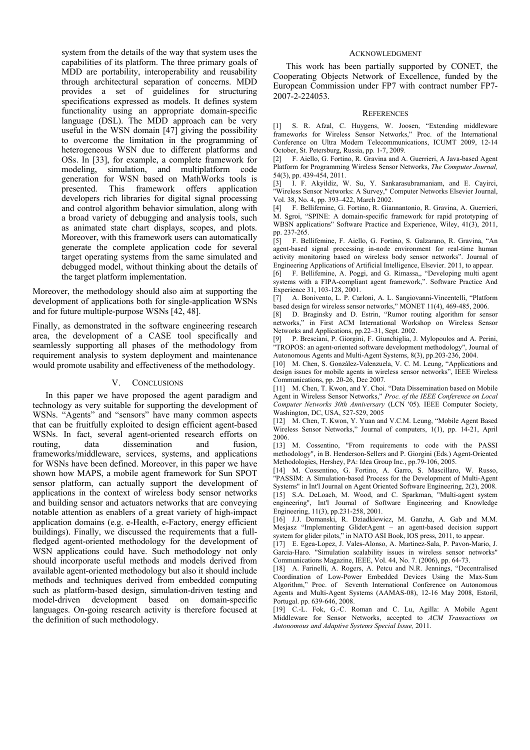system from the details of the way that system uses the capabilities of its platform. The three primary goals of MDD are portability, interoperability and reusability through architectural separation of concerns. MDD provides a set of guidelines for structuring specifications expressed as models. It defines system functionality using an appropriate domain-specific language (DSL). The MDD approach can be very useful in the WSN domain [47] giving the possibility to overcome the limitation in the programming of heterogeneous WSN due to different platforms and OSs. In [33], for example, a complete framework for modeling, simulation, and multiplatform code generation for WSN based on MathWorks tools is presented. This framework offers application developers rich libraries for digital signal processing and control algorithm behavior simulation, along with a broad variety of debugging and analysis tools, such as animated state chart displays, scopes, and plots. Moreover, with this framework users can automatically generate the complete application code for several target operating systems from the same simulated and debugged model, without thinking about the details of the target platform implementation.

Moreover, the methodology should also aim at supporting the development of applications both for single-application WSNs and for future multiple-purpose WSNs [42, 48].

Finally, as demonstrated in the software engineering research area, the development of a CASE tool specifically and seamlessly supporting all phases of the methodology from requirement analysis to system deployment and maintenance would promote usability and effectiveness of the methodology.

## V. Conclusions

In this paper we have proposed the agent paradigm and technology as very suitable for supporting the development of WSNs. "Agents" and "sensors" have many common aspects that can be fruitfully exploited to design efficient agent-based WSNs. In fact, several agent-oriented research efforts on routing, data dissemination and fusion, frameworks/middleware, services, systems, and applications for WSNs have been defined. Moreover, in this paper we have shown how MAPS, a mobile agent framework for Sun SPOT sensor platform, can actually support the development of applications in the context of wireless body sensor networks and building sensor and actuators networks that are conveying notable attention as enablers of a great variety of high-impact application domains (e.g. e-Health, e-Factory, energy efficient buildings). Finally, we discussed the requirements that a full-fledged agent-oriented methodology for the development of WSN applications could have. Such methodology not only should incorporate useful methods and models derived from available agent-oriented methodology but also it should include methods and techniques derived from embedded computing such as platform-based design, simulation-driven testing and model-driven development based on domain-specific languages. On-going research activity is therefore focused at the definition of such methodology.

## Acknowledgment

This work has been partially supported by CONET, the Cooperating Objects Network of Excellence, funded by the European Commission under FP7 with contract number FP7-2007-2-224053.

## References

[1] S. R. Afzal, C. Huygens, W. Joosen, "Extending middleware frameworks for Wireless Sensor Networks," Proc. of the International Conference on Ultra Modern Telecommunications, ICUMT 2009, 12-14 October, St. Petersburg, Russia, pp. 1-7, 2009.

[2] F. Aiello, G. Fortino, R. Gravina and A. Guerrieri, A Java-based Agent Platform for Programming Wireless Sensor Networks, *The Computer Journal,* 54(3), pp. 439-454, 2011.

[3] I. F. Akyildiz, W. Su, Y. Sankarasubramaniam, and E. Cayirci, "Wireless Sensor Networks: A Survey," Computer Networks Elsevier Journal, Vol. 38, No. 4, pp. 393–422, March 2002.

[4] F. Bellifemine, G. Fortino, R. Giannantonio, R. Gravina, A. Guerrieri, M. Sgroi, "SPINE: A domain-specific framework for rapid prototyping of WBSN applications" Software Practice and Experience, Wiley, 41(3), 2011, pp. 237-265.

[5] F. Bellifemine, F. Aiello, G. Fortino, S. Galzarano, R. Gravina, "An agent-based signal processing in-node environment for real-time human activity monitoring based on wireless body sensor networks". Journal of Engineering Applications of Artificial Intelligence, Elsevier. 2011, to appear.

[6] F. Bellifemine, A. Poggi, and G. Rimassa,, "Developing multi agent systems with a FIPA-compliant agent framework,". Software Practice And Experience 31, 103-128, 2001.

[7] A. Bonivento, L. P. Carloni, A. L. Sangiovanni-Vincentelli, "Platform based design for wireless sensor networks," MONET 11(4), 469-485, 2006.

[8] D. Braginsky and D. Estrin, "Rumor routing algorithm for sensor networks," in First ACM International Workshop on Wireless Sensor Networks and Applications, pp.22–31, Sept. 2002.

[9] P. Bresciani, P. Giorgini, F. Giunchiglia, J. Mylopoulos and A. Perini, "TROPOS: an agent-oriented software development methodology", Journal of Autonomous Agents and Multi-Agent Systems, 8(3), pp.203-236, 2004.

[10] M. Chen, S. González-Valenzuela, V. C. M. Leung, "Applications and design issues for mobile agents in wireless sensor networks", IEEE Wireless Communications, pp. 20-26, Dec 2007.

[11] M. Chen, T. Kwon, and Y. Choi. "Data Dissemination based on Mobile Agent in Wireless Sensor Networks," *Proc. of the IEEE Conference on Local Computer Networks 30th Anniversary* (LCN '05). IEEE Computer Society, Washington, DC, USA, 527-529, 2005

[12] M. Chen, T. Kwon, Y. Yuan and V.C.M. Leung, "Mobile Agent Based Wireless Sensor Networks," Journal of computers, 1(1), pp. 14-21, April 2006.

[13] M. Cossentino, "From requirements to code with the PASSI methodology", in B. Henderson-Sellers and P. Giorgini (Eds.) Agent-Oriented Methodologies, Hershey, PA: Idea Group Inc., pp.79-106, 2005.

[14] M. Cossentino, G. Fortino, A. Garro, S. Mascillaro, W. Russo, "PASSIM: A Simulation-based Process for the Development of Multi-Agent Systems" in Int'l Journal on Agent Oriented Software Engineering, 2(2), 2008.

[15] S.A. DeLoach, M. Wood, and C. Sparkman, "Multi-agent system engineering", Int'l Journal of Software Engineering and Knowledge Engineering, 11(3), pp.231-258, 2001.

[16] J.J. Domanski, R. Dziadkiewicz, M. Ganzha, A. Gab and M.M. Mesjasz "Implementing GliderAgent – an agent-based decision support system for glider pilots," in NATO ASI Book, IOS press, 2011, to appear.

[17] E. Egea-Lopez, J. Vales-Alonso, A. Martinez-Sala, P. Pavon-Mario, J. Garcia-Haro. "Simulation scalability issues in wireless sensor networks" Communications Magazine, IEEE, Vol. 44, No. 7. (2006), pp. 64-73.

[18] A. Farinelli, A. Rogers, A. Petcu and N.R. Jennings, "Decentralised Coordination of Low-Power Embedded Devices Using the Max-Sum Algorithm," Proc. of Seventh International Conference on Autonomous Agents and Multi-Agent Systems (AAMAS-08), 12-16 May 2008, Estoril, Portugal. pp. 639-646, 2008.

[19] C.-L. Fok, G.-C. Roman and C. Lu, Agilla: A Mobile Agent Middleware for Sensor Networks, accepted to *ACM Transactions on Autonomous and Adaptive Systems Special Issue,* 2011.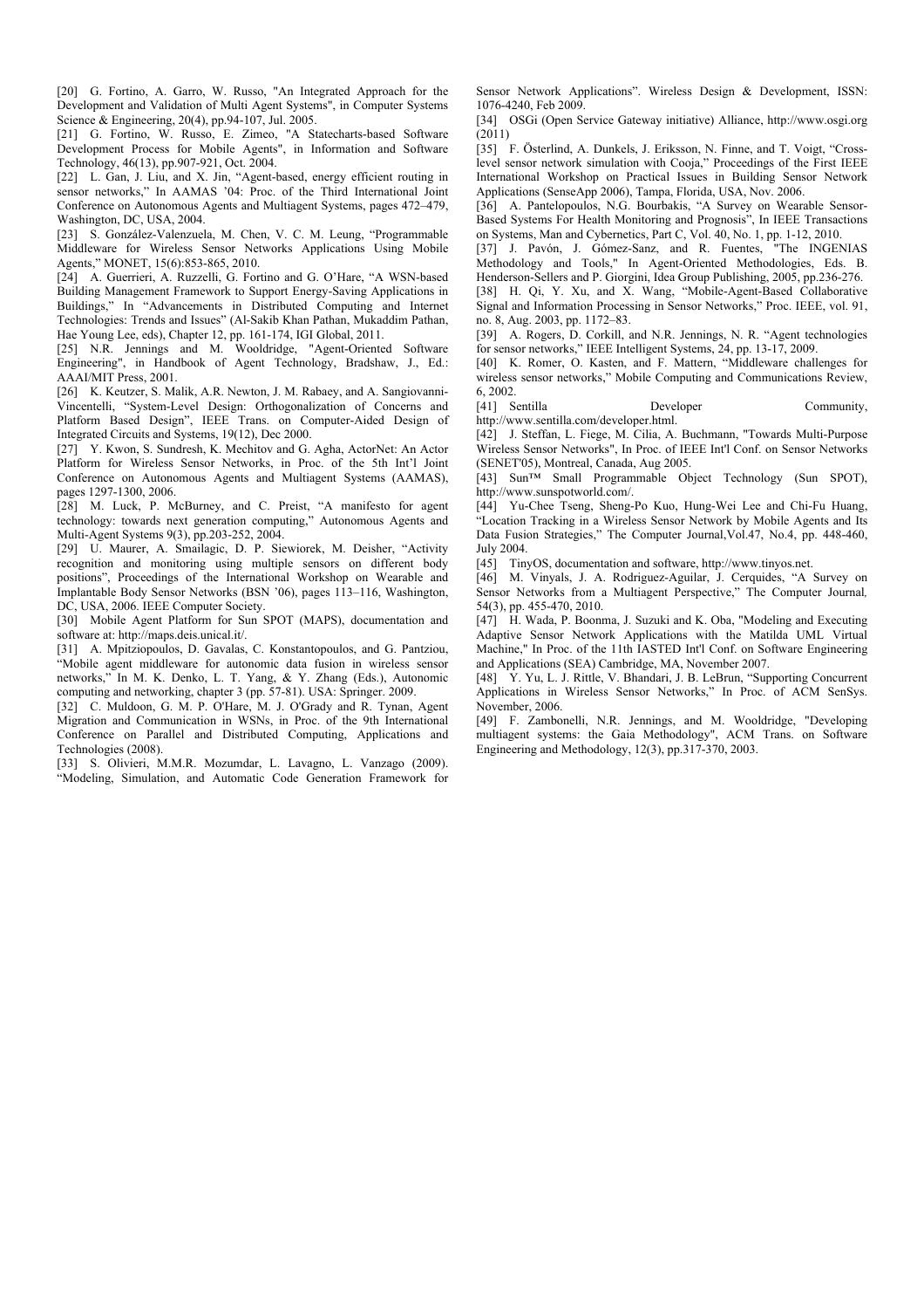[20] G. Fortino, A. Garro, W. Russo, "An Integrated Approach for the Development and Validation of Multi Agent Systems", in Computer Systems Science & Engineering, 20(4), pp.94-107, Jul. 2005.

[21] G. Fortino, W. Russo, E. Zimeo, "A Statecharts-based Software Development Process for Mobile Agents", in Information and Software Technology, 46(13), pp.907-921, Oct. 2004.

[22] L. Gan, J. Liu, and X. Jin, "Agent-based, energy efficient routing in sensor networks," In AAMAS '04: Proc. of the Third International Joint Conference on Autonomous Agents and Multiagent Systems, pages 472–479, Washington, DC, USA, 2004.

[23] S. González-Valenzuela, M. Chen, V. C. M. Leung, "Programmable Middleware for Wireless Sensor Networks Applications Using Mobile Agents," MONET, 15(6):853-865, 2010.

[24] A. Guerrieri, A. Ruzzelli, G. Fortino and G. O'Hare, "A WSN-based Building Management Framework to Support Energy-Saving Applications in Buildings," In "Advancements in Distributed Computing and Internet Technologies: Trends and Issues" (Al-Sakib Khan Pathan, Mukaddim Pathan, Hae Young Lee, eds), Chapter 12, pp. 161-174, IGI Global, 2011.

[25] N.R. Jennings and M. Wooldridge, "Agent-Oriented Software Engineering", in Handbook of Agent Technology, Bradshaw, J., Ed.: AAAI/MIT Press, 2001.

[26] K. Keutzer, S. Malik, A.R. Newton, J. M. Rabaey, and A. Sangiovanni-Vincentelli, "System-Level Design: Orthogonalization of Concerns and Platform Based Design", IEEE Trans. on Computer-Aided Design of Integrated Circuits and Systems, 19(12), Dec 2000.

[27] Y. Kwon, S. Sundresh, K. Mechitov and G. Agha, ActorNet: An Actor Platform for Wireless Sensor Networks, in Proc. of the 5th Int'l Joint Conference on Autonomous Agents and Multiagent Systems (AAMAS), pages 1297-1300, 2006.

[28] M. Luck, P. McBurney, and C. Preist, "A manifesto for agent technology: towards next generation computing," Autonomous Agents and Multi-Agent Systems 9(3), pp.203-252, 2004.

[29] U. Maurer, A. Smailagic, D. P. Siewiorek, M. Deisher, "Activity recognition and monitoring using multiple sensors on different body positions", Proceedings of the International Workshop on Wearable and Implantable Body Sensor Networks (BSN '06), pages 113–116, Washington, DC, USA, 2006. IEEE Computer Society.

[30] Mobile Agent Platform for Sun SPOT (MAPS), documentation and software at: http://maps.deis.unical.it/.

[31] A. Mpitziopoulos, D. Gavalas, C. Konstantopoulos, and G. Pantziou, "Mobile agent middleware for autonomic data fusion in wireless sensor networks," In M. K. Denko, L. T. Yang, & Y. Zhang (Eds.), Autonomic computing and networking, chapter 3 (pp. 57-81). USA: Springer. 2009.

[32] C. Muldoon, G. M. P. O'Hare, M. J. O'Grady and R. Tynan, Agent Migration and Communication in WSNs, in Proc. of the 9th International Conference on Parallel and Distributed Computing, Applications and Technologies (2008).

[33] S. Olivieri, M.M.R. Mozumdar, L. Lavagno, L. Vanzago (2009). "Modeling, Simulation, and Automatic Code Generation Framework for Sensor Network Applications". Wireless Design & Development, ISSN: 1076-4240, Feb 2009.

[34] OSGi (Open Service Gateway initiative) Alliance, http://www.osgi.org (2011)

[35] F. Österlind, A. Dunkels, J. Eriksson, N. Finne, and T. Voigt, "Cross-level sensor network simulation with Cooja," Proceedings of the First IEEE International Workshop on Practical Issues in Building Sensor Network Applications (SenseApp 2006), Tampa, Florida, USA, Nov. 2006.

[36] A. Pantelopoulos, N.G. Bourbakis, "A Survey on Wearable Sensor-Based Systems For Health Monitoring and Prognosis", In IEEE Transactions on Systems, Man and Cybernetics, Part C, Vol. 40, No. 1, pp. 1-12, 2010.

[37] J. Pavón, J. Gómez-Sanz, and R. Fuentes, "The INGENIAS Methodology and Tools," In Agent-Oriented Methodologies, Eds. B. Henderson-Sellers and P. Giorgini, Idea Group Publishing, 2005, pp.236-276.

[38] H. Qi, Y. Xu, and X. Wang, "Mobile-Agent-Based Collaborative Signal and Information Processing in Sensor Networks," Proc. IEEE, vol. 91, no. 8, Aug. 2003, pp. 1172–83.

[39] A. Rogers, D. Corkill, and N.R. Jennings, N. R. "Agent technologies for sensor networks," IEEE Intelligent Systems, 24, pp. 13-17, 2009.

[40] K. Romer, O. Kasten, and F. Mattern, "Middleware challenges for wireless sensor networks," Mobile Computing and Communications Review, 6, 2002.

[41] Sentilla Developer Community, http://www.sentilla.com/developer.html.

[42] J. Steffan, L. Fiege, M. Cilia, A. Buchmann, "Towards Multi-Purpose Wireless Sensor Networks", In Proc. of IEEE Int'l Conf. on Sensor Networks (SENET'05), Montreal, Canada, Aug 2005.

[43] Sun™ Small Programmable Object Technology (Sun SPOT), http://www.sunspotworld.com/.

[44] Yu-Chee Tseng, Sheng-Po Kuo, Hung-Wei Lee and Chi-Fu Huang, "Location Tracking in a Wireless Sensor Network by Mobile Agents and Its Data Fusion Strategies," The Computer Journal,Vol.47, No.4, pp. 448-460, July 2004.

[45] TinyOS, documentation and software, http://www.tinyos.net.

[46] M. Vinyals, J. A. Rodriguez-Aguilar, J. Cerquides, "A Survey on Sensor Networks from a Multiagent Perspective," The Computer Journal*,* 54(3), pp. 455-470, 2010.

[47] H. Wada, P. Boonma, J. Suzuki and K. Oba, "Modeling and Executing Adaptive Sensor Network Applications with the Matilda UML Virtual Machine," In Proc. of the 11th IASTED Int'l Conf. on Software Engineering and Applications (SEA) Cambridge, MA, November 2007.

[48] Y. Yu, L. J. Rittle, V. Bhandari, J. B. LeBrun, "Supporting Concurrent Applications in Wireless Sensor Networks," In Proc. of ACM SenSys. November, 2006.

[49] F. Zambonelli, N.R. Jennings, and M. Wooldridge, "Developing multiagent systems: the Gaia Methodology", ACM Trans. on Software Engineering and Methodology, 12(3), pp.317-370, 2003.